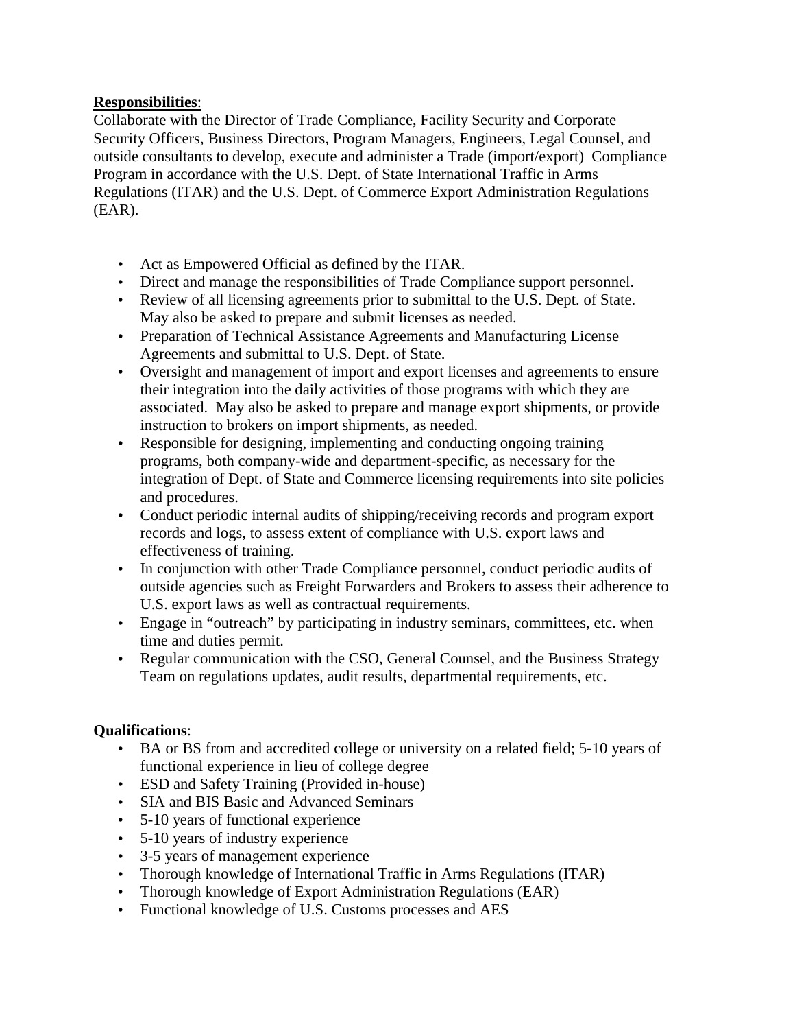**Responsibilities**:
Collaborate with the Director of Trade Compliance, Facility Security and Corporate Security Officers, Business Directors, Program Managers, Engineers, Legal Counsel, and outside consultants to develop, execute and administer a Trade (import/export) Compliance Program in accordance with the U.S. Dept. of State International Traffic in Arms Regulations (ITAR) and the U.S. Dept. of Commerce Export Administration Regulations (EAR).

- Act as Empowered Official as defined by the ITAR.
- Direct and manage the responsibilities of Trade Compliance support personnel.
- Review of all licensing agreements prior to submittal to the U.S. Dept. of State. May also be asked to prepare and submit licenses as needed.
- Preparation of Technical Assistance Agreements and Manufacturing License Agreements and submittal to U.S. Dept. of State.
- Oversight and management of import and export licenses and agreements to ensure their integration into the daily activities of those programs with which they are associated. May also be asked to prepare and manage export shipments, or provide instruction to brokers on import shipments, as needed.
- Responsible for designing, implementing and conducting ongoing training programs, both company-wide and department-specific, as necessary for the integration of Dept. of State and Commerce licensing requirements into site policies and procedures.
- Conduct periodic internal audits of shipping/receiving records and program export records and logs, to assess extent of compliance with U.S. export laws and effectiveness of training.
- In conjunction with other Trade Compliance personnel, conduct periodic audits of outside agencies such as Freight Forwarders and Brokers to assess their adherence to U.S. export laws as well as contractual requirements.
- Engage in "outreach" by participating in industry seminars, committees, etc. when time and duties permit.
- Regular communication with the CSO, General Counsel, and the Business Strategy Team on regulations updates, audit results, departmental requirements, etc.

**Qualifications**:

- BA or BS from and accredited college or university on a related field; 5-10 years of functional experience in lieu of college degree
- ESD and Safety Training (Provided in-house)
- SIA and BIS Basic and Advanced Seminars
- 5-10 years of functional experience
- 5-10 years of industry experience
- 3-5 years of management experience
- Thorough knowledge of International Traffic in Arms Regulations (ITAR)
- Thorough knowledge of Export Administration Regulations (EAR)
- Functional knowledge of U.S. Customs processes and AES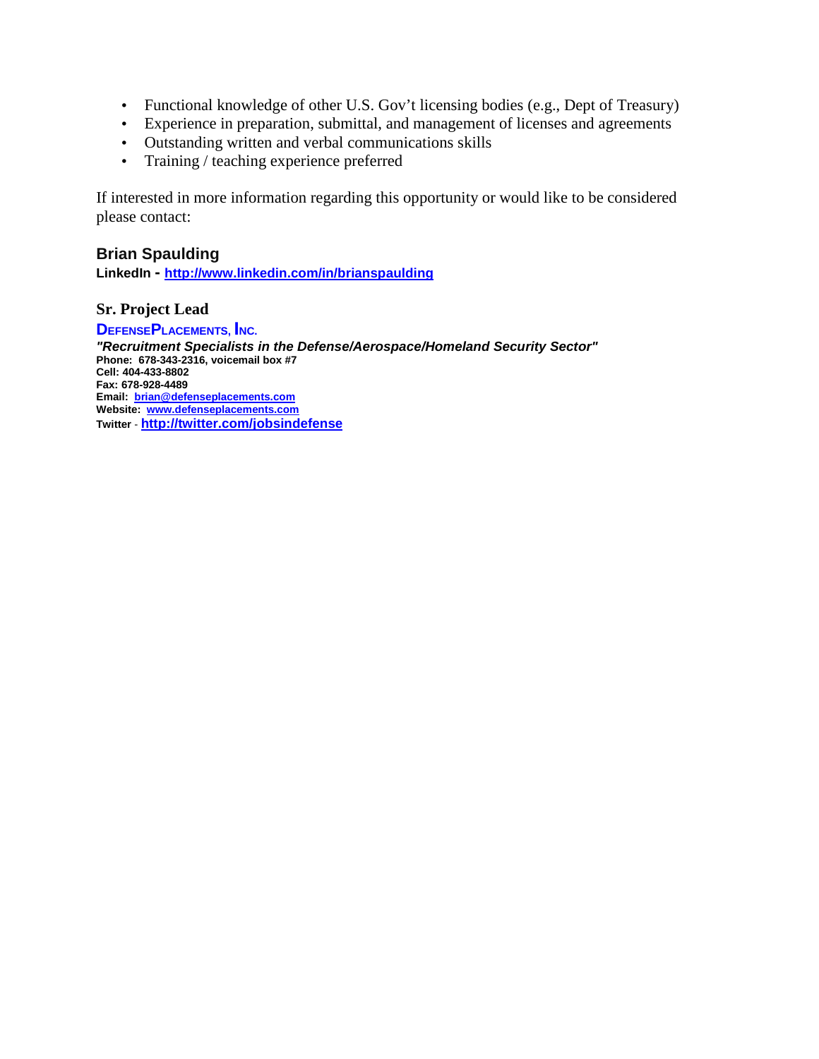- Functional knowledge of other U.S. Gov't licensing bodies (e.g., Dept of Treasury)
- Experience in preparation, submittal, and management of licenses and agreements
- Outstanding written and verbal communications skills
- Training / teaching experience preferred

If interested in more information regarding this opportunity or would like to be considered please contact:

**Brian Spaulding**
**LinkedIn - http://www.linkedin.com/in/brianspaulding**

**Sr. Project Lead**
**DefensePlacements, Inc.**
***"Recruitment Specialists in the Defense/Aerospace/Homeland Security Sector"***
**Phone: 678-343-2316, voicemail box #7**
**Cell: 404-433-8802**
**Fax: 678-928-4489**
**Email: brian@defenseplacements.com**
**Website: www.defenseplacements.com**
**Twitter - http://twitter.com/jobsindefense**